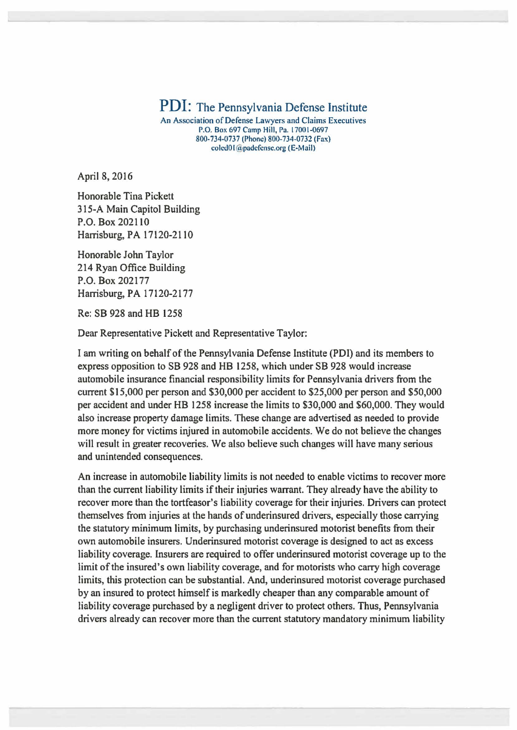# PDI: The Pennsylvania Defense Institute

An Association of Defense Lawyers and Claims Executives
P.O. Box 697 Camp Hill, Pa. 17001-0697
800-734-0737 (Phone) 800-734-0732 (Fax)
coled01@padefense.org (E-Mail)

April 8, 2016

Honorable Tina Pickett
315-A Main Capitol Building
P.O. Box 202110
Harrisburg, PA 17120-2110

Honorable John Taylor
214 Ryan Office Building
P.O. Box 202177
Harrisburg, PA 17120-2177

Re: SB 928 and HB 1258

Dear Representative Pickett and Representative Taylor:

I am writing on behalf of the Pennsylvania Defense Institute (PDI) and its members to express opposition to SB 928 and HB 1258, which under SB 928 would increase automobile insurance financial responsibility limits for Pennsylvania drivers from the current $15,000 per person and $30,000 per accident to $25,000 per person and $50,000 per accident and under HB 1258 increase the limits to $30,000 and $60,000. They would also increase property damage limits. These change are advertised as needed to provide more money for victims injured in automobile accidents. We do not believe the changes will result in greater recoveries. We also believe such changes will have many serious and unintended consequences.

An increase in automobile liability limits is not needed to enable victims to recover more than the current liability limits if their injuries warrant. They already have the ability to recover more than the tortfeasor's liability coverage for their injuries. Drivers can protect themselves from injuries at the hands of underinsured drivers, especially those carrying the statutory minimum limits, by purchasing underinsured motorist benefits from their own automobile insurers. Underinsured motorist coverage is designed to act as excess liability coverage. Insurers are required to offer underinsured motorist coverage up to the limit of the insured's own liability coverage, and for motorists who carry high coverage limits, this protection can be substantial. And, underinsured motorist coverage purchased by an insured to protect himself is markedly cheaper than any comparable amount of liability coverage purchased by a negligent driver to protect others. Thus, Pennsylvania drivers already can recover more than the current statutory mandatory minimum liability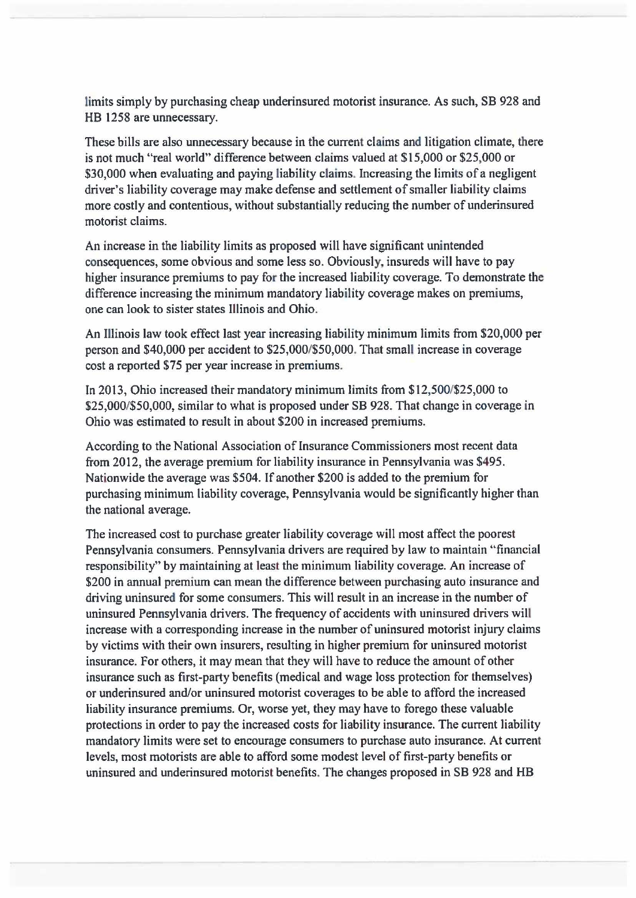limits simply by purchasing cheap underinsured motorist insurance. As such, SB 928 and HB 1258 are unnecessary.

These bills are also unnecessary because in the current claims and litigation climate, there is not much "real world" difference between claims valued at $15,000 or $25,000 or $30,000 when evaluating and paying liability claims. Increasing the limits of a negligent driver's liability coverage may make defense and settlement of smaller liability claims more costly and contentious, without substantially reducing the number of underinsured motorist claims.

An increase in the liability limits as proposed will have significant unintended consequences, some obvious and some less so. Obviously, insureds will have to pay higher insurance premiums to pay for the increased liability coverage. To demonstrate the difference increasing the minimum mandatory liability coverage makes on premiums, one can look to sister states Illinois and Ohio.

An Illinois law took effect last year increasing liability minimum limits from $20,000 per person and $40,000 per accident to $25,000/$50,000. That small increase in coverage cost a reported $75 per year increase in premiums.

In 2013, Ohio increased their mandatory minimum limits from $12,500/$25,000 to $25,000/$50,000, similar to what is proposed under SB 928. That change in coverage in Ohio was estimated to result in about $200 in increased premiums.

According to the National Association of Insurance Commissioners most recent data from 2012, the average premium for liability insurance in Pennsylvania was $495. Nationwide the average was $504. If another $200 is added to the premium for purchasing minimum liability coverage, Pennsylvania would be significantly higher than the national average.

The increased cost to purchase greater liability coverage will most affect the poorest Pennsylvania consumers. Pennsylvania drivers are required by law to maintain "financial responsibility" by maintaining at least the minimum liability coverage. An increase of $200 in annual premium can mean the difference between purchasing auto insurance and driving uninsured for some consumers. This will result in an increase in the number of uninsured Pennsylvania drivers. The frequency of accidents with uninsured drivers will increase with a corresponding increase in the number of uninsured motorist injury claims by victims with their own insurers, resulting in higher premium for uninsured motorist insurance. For others, it may mean that they will have to reduce the amount of other insurance such as first-party benefits (medical and wage loss protection for themselves) or underinsured and/or uninsured motorist coverages to be able to afford the increased liability insurance premiums. Or, worse yet, they may have to forego these valuable protections in order to pay the increased costs for liability insurance. The current liability mandatory limits were set to encourage consumers to purchase auto insurance. At current levels, most motorists are able to afford some modest level of first-party benefits or uninsured and underinsured motorist benefits. The changes proposed in SB 928 and HB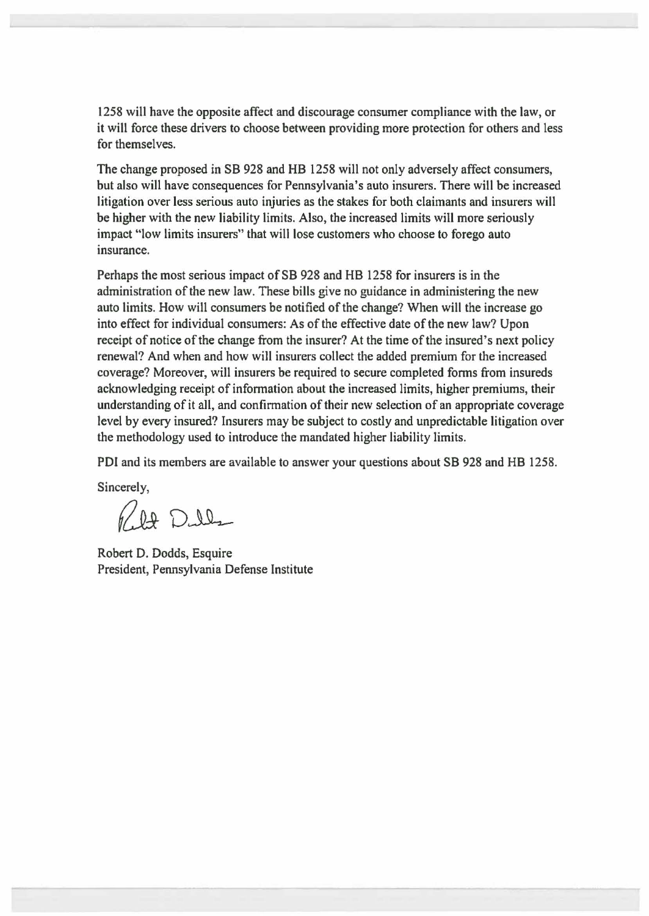1258 will have the opposite affect and discourage consumer compliance with the law, or it will force these drivers to choose between providing more protection for others and less for themselves.

The change proposed in SB 928 and HB 1258 will not only adversely affect consumers, but also will have consequences for Pennsylvania's auto insurers. There will be increased litigation over less serious auto injuries as the stakes for both claimants and insurers will be higher with the new liability limits. Also, the increased limits will more seriously impact "low limits insurers" that will lose customers who choose to forego auto insurance.

Perhaps the most serious impact of SB 928 and HB 1258 for insurers is in the administration of the new law. These bills give no guidance in administering the new auto limits. How will consumers be notified of the change? When will the increase go into effect for individual consumers: As of the effective date of the new law? Upon receipt of notice of the change from the insurer? At the time of the insured's next policy renewal? And when and how will insurers collect the added premium for the increased coverage? Moreover, will insurers be required to secure completed forms from insureds acknowledging receipt of information about the increased limits, higher premiums, their understanding of it all, and confirmation of their new selection of an appropriate coverage level by every insured? Insurers may be subject to costly and unpredictable litigation over the methodology used to introduce the mandated higher liability limits.

PDI and its members are available to answer your questions about SB 928 and HB 1258.

Sincerely,

Robert D. Dodds, Esquire
President, Pennsylvania Defense Institute